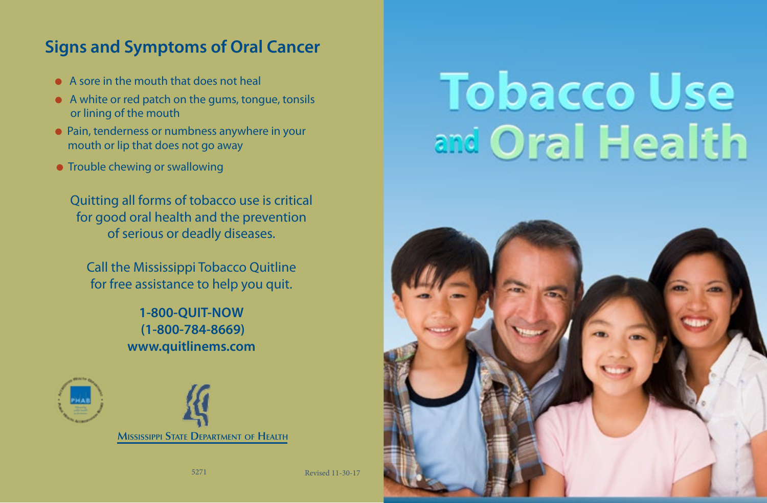## Signs and Symptoms of Oral Cancer

- A sore in the mouth that does not heal
- A white or red patch on the gums, tongue, tonsils or lining of the mouth
- Pain, tenderness or numbness anywhere in your mouth or lip that does not go away
- Trouble chewing or swallowing

Quitting all forms of tobacco use is critical for good oral health and the prevention of serious or deadly diseases.

Call the Mississippi Tobacco Quitline for free assistance to help you quit.

**1-800-QUIT-NOW**
**(1-800-784-8669)**
**www.quitlinems.com**

Mississippi State Department of Health

5271

Revised 11-30-17

# Tobacco Use and Oral Health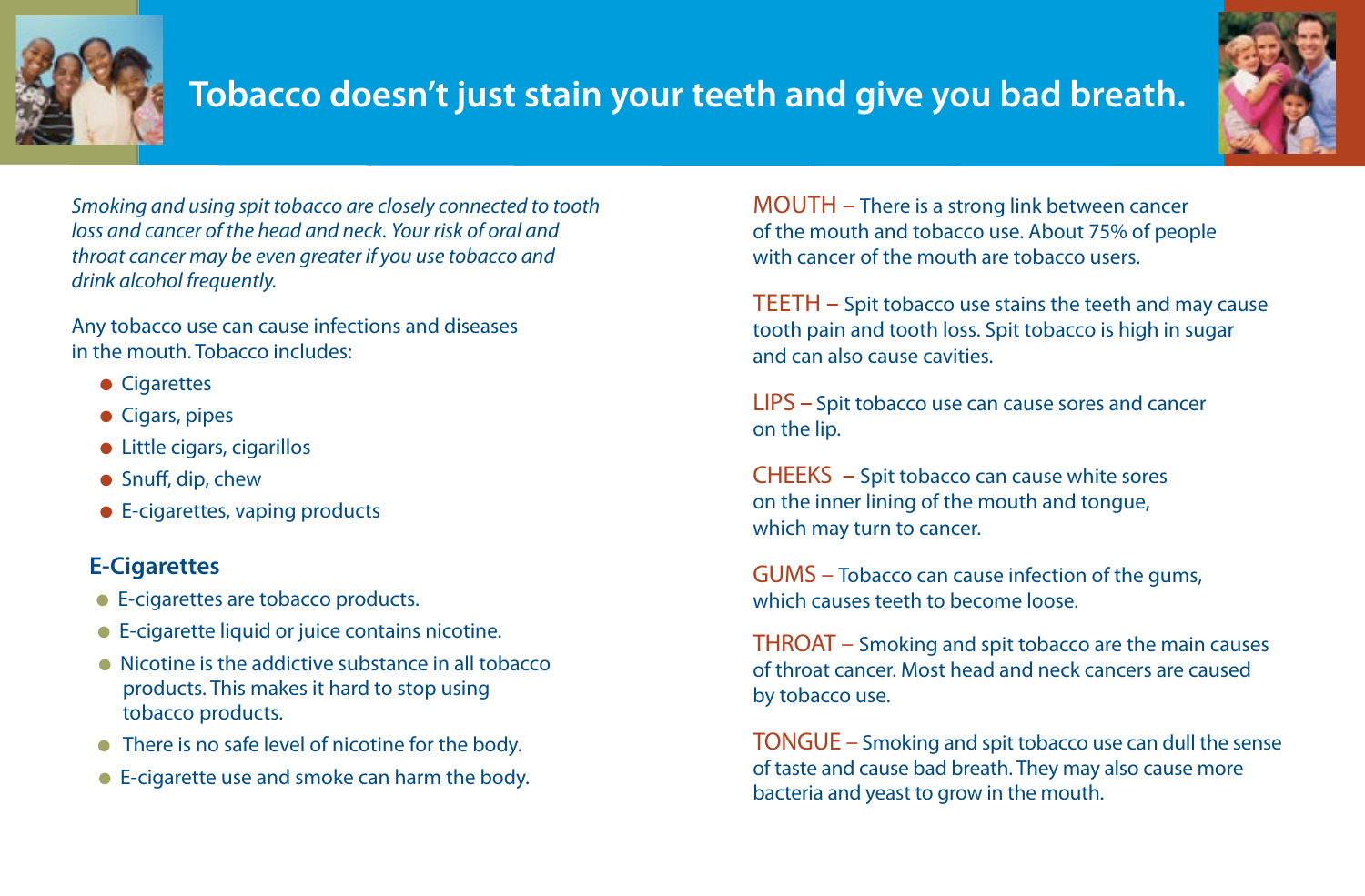# Tobacco doesn't just stain your teeth and give you bad breath.

*Smoking and using spit tobacco are closely connected to tooth loss and cancer of the head and neck. Your risk of oral and throat cancer may be even greater if you use tobacco and drink alcohol frequently.*

Any tobacco use can cause infections and diseases in the mouth. Tobacco includes:

- Cigarettes
- Cigars, pipes
- Little cigars, cigarillos
- Snuff, dip, chew
- E-cigarettes, vaping products

## E-Cigarettes

- E-cigarettes are tobacco products.
- E-cigarette liquid or juice contains nicotine.
- Nicotine is the addictive substance in all tobacco products. This makes it hard to stop using tobacco products.
- There is no safe level of nicotine for the body.
- E-cigarette use and smoke can harm the body.

MOUTH – There is a strong link between cancer of the mouth and tobacco use. About 75% of people with cancer of the mouth are tobacco users.

TEETH – Spit tobacco use stains the teeth and may cause tooth pain and tooth loss. Spit tobacco is high in sugar and can also cause cavities.

LIPS – Spit tobacco use can cause sores and cancer on the lip.

CHEEKS – Spit tobacco can cause white sores on the inner lining of the mouth and tongue, which may turn to cancer.

GUMS – Tobacco can cause infection of the gums, which causes teeth to become loose.

THROAT – Smoking and spit tobacco are the main causes of throat cancer. Most head and neck cancers are caused by tobacco use.

TONGUE – Smoking and spit tobacco use can dull the sense of taste and cause bad breath. They may also cause more bacteria and yeast to grow in the mouth.